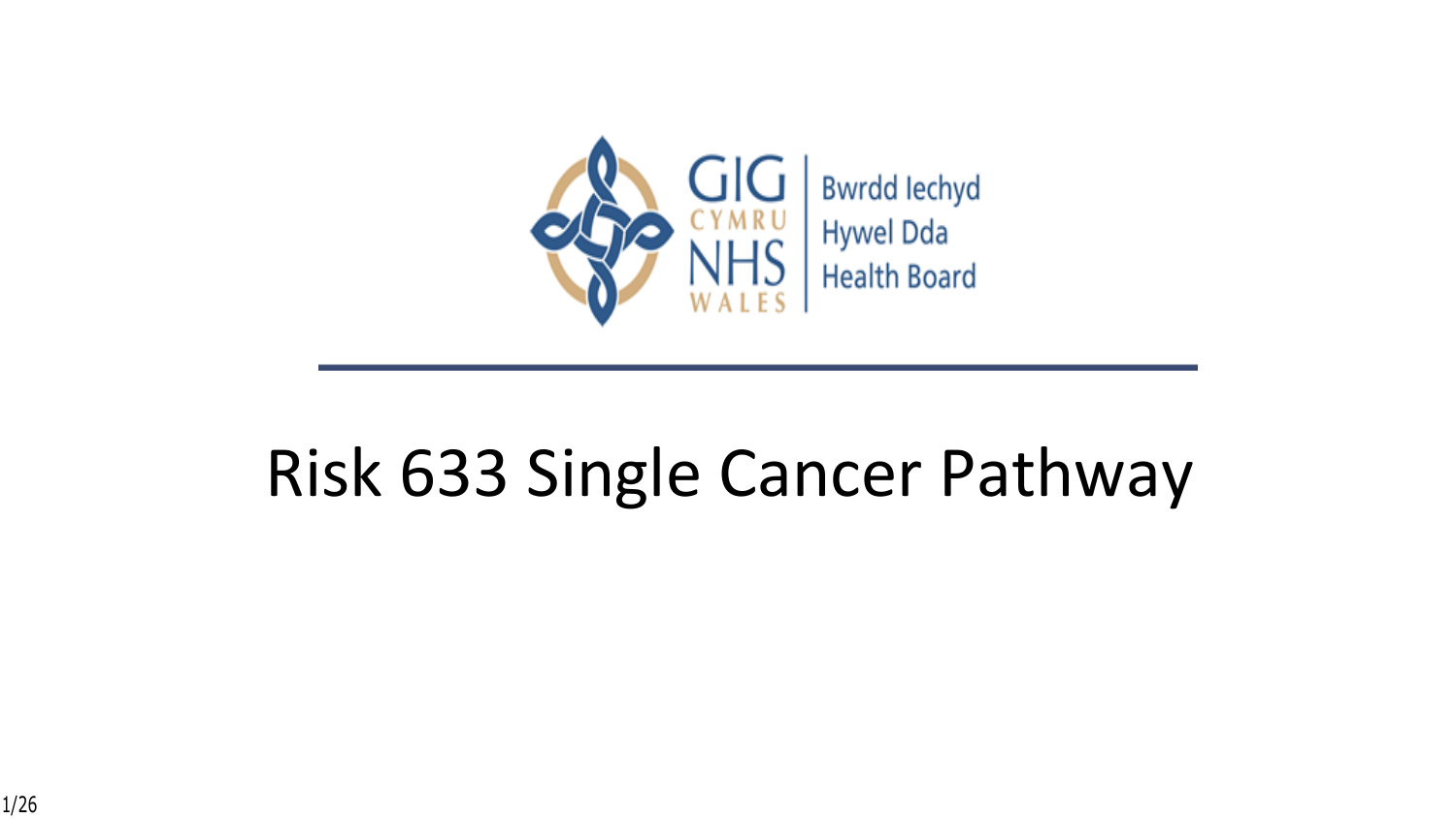GIG CYMRU NHS WALES | Bwrdd Iechyd Hywel Dda Health Board

# Risk 633 Single Cancer Pathway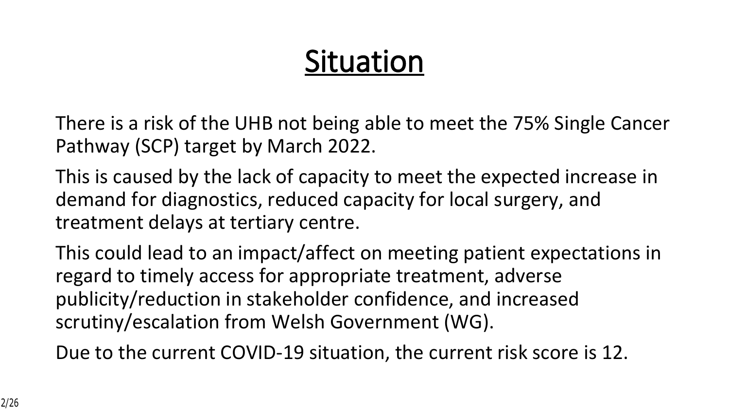# Situation

There is a risk of the UHB not being able to meet the 75% Single Cancer Pathway (SCP) target by March 2022.

This is caused by the lack of capacity to meet the expected increase in demand for diagnostics, reduced capacity for local surgery, and treatment delays at tertiary centre.

This could lead to an impact/affect on meeting patient expectations in regard to timely access for appropriate treatment, adverse publicity/reduction in stakeholder confidence, and increased scrutiny/escalation from Welsh Government (WG).

Due to the current COVID-19 situation, the current risk score is 12.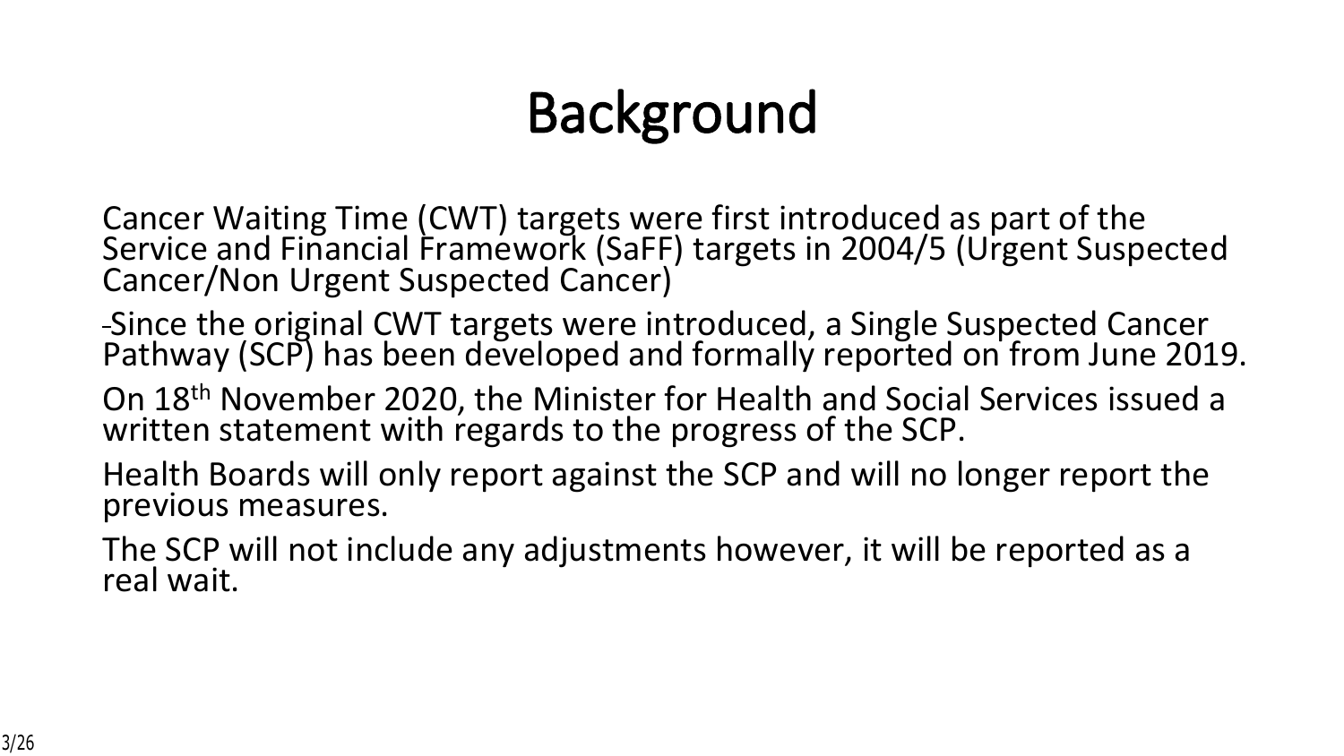# Background

Cancer Waiting Time (CWT) targets were first introduced as part of the Service and Financial Framework (SaFF) targets in 2004/5 (Urgent Suspected Cancer/Non Urgent Suspected Cancer)

-Since the original CWT targets were introduced, a Single Suspected Cancer Pathway (SCP) has been developed and formally reported on from June 2019.

On 18th November 2020, the Minister for Health and Social Services issued a written statement with regards to the progress of the SCP.

Health Boards will only report against the SCP and will no longer report the previous measures.

The SCP will not include any adjustments however, it will be reported as a real wait.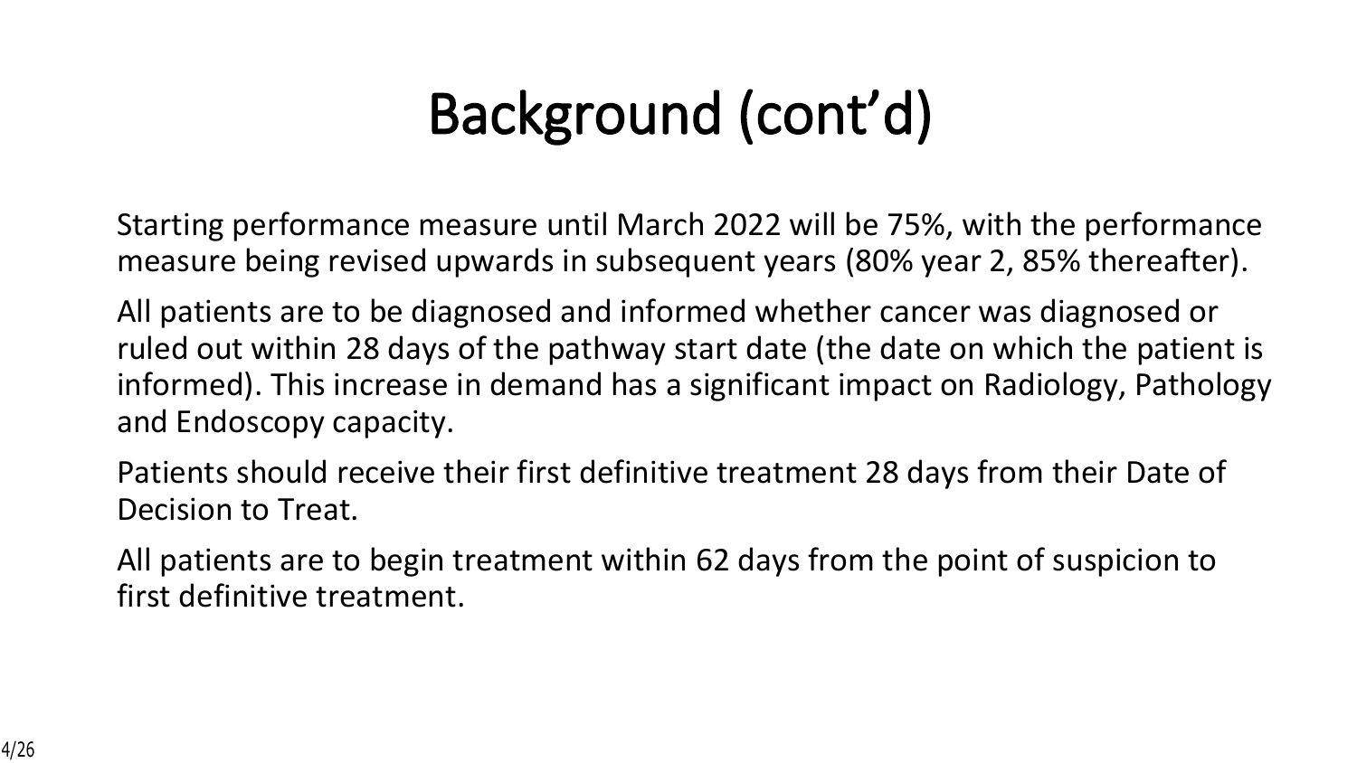# Background (cont'd)

Starting performance measure until March 2022 will be 75%, with the performance measure being revised upwards in subsequent years (80% year 2, 85% thereafter).

All patients are to be diagnosed and informed whether cancer was diagnosed or ruled out within 28 days of the pathway start date (the date on which the patient is informed). This increase in demand has a significant impact on Radiology, Pathology and Endoscopy capacity.

Patients should receive their first definitive treatment 28 days from their Date of Decision to Treat.

All patients are to begin treatment within 62 days from the point of suspicion to first definitive treatment.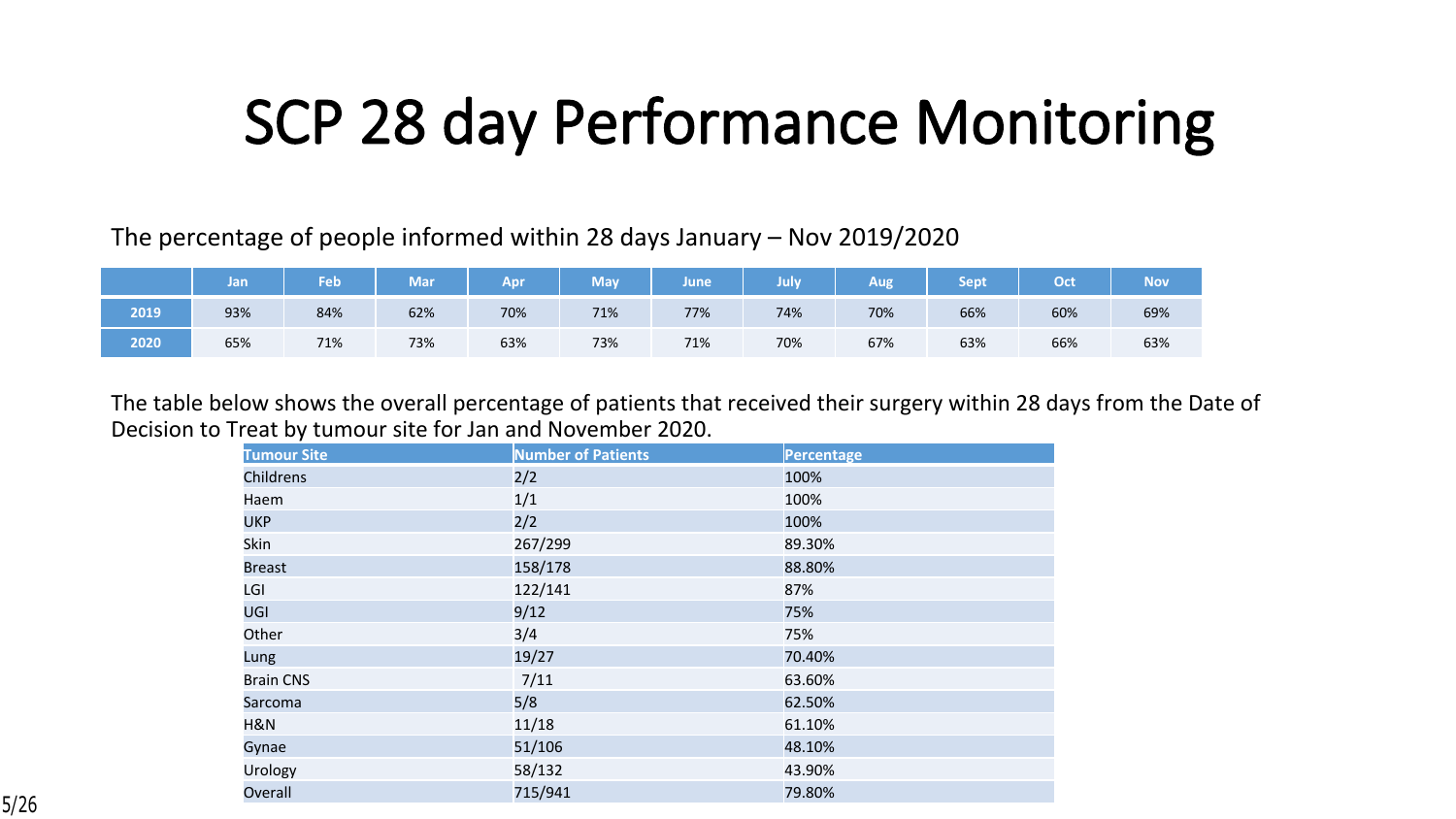# SCP 28 day Performance Monitoring

The percentage of people informed within 28 days January – Nov 2019/2020

| | Jan | Feb | Mar | Apr | May | June | July | Aug | Sept | Oct | Nov |
|---|---|---|---|---|---|---|---|---|---|---|---|
| 2019 | 93% | 84% | 62% | 70% | 71% | 77% | 74% | 70% | 66% | 60% | 69% |
| 2020 | 65% | 71% | 73% | 63% | 73% | 71% | 70% | 67% | 63% | 66% | 63% |

The table below shows the overall percentage of patients that received their surgery within 28 days from the Date of Decision to Treat by tumour site for Jan and November 2020.

| Tumour Site | Number of Patients | Percentage |
|---|---|---|
| Childrens | 2/2 | 100% |
| Haem | 1/1 | 100% |
| UKP | 2/2 | 100% |
| Skin | 267/299 | 89.30% |
| Breast | 158/178 | 88.80% |
| LGI | 122/141 | 87% |
| UGI | 9/12 | 75% |
| Other | 3/4 | 75% |
| Lung | 19/27 | 70.40% |
| Brain CNS | 7/11 | 63.60% |
| Sarcoma | 5/8 | 62.50% |
| H&N | 11/18 | 61.10% |
| Gynae | 51/106 | 48.10% |
| Urology | 58/132 | 43.90% |
| Overall | 715/941 | 79.80% |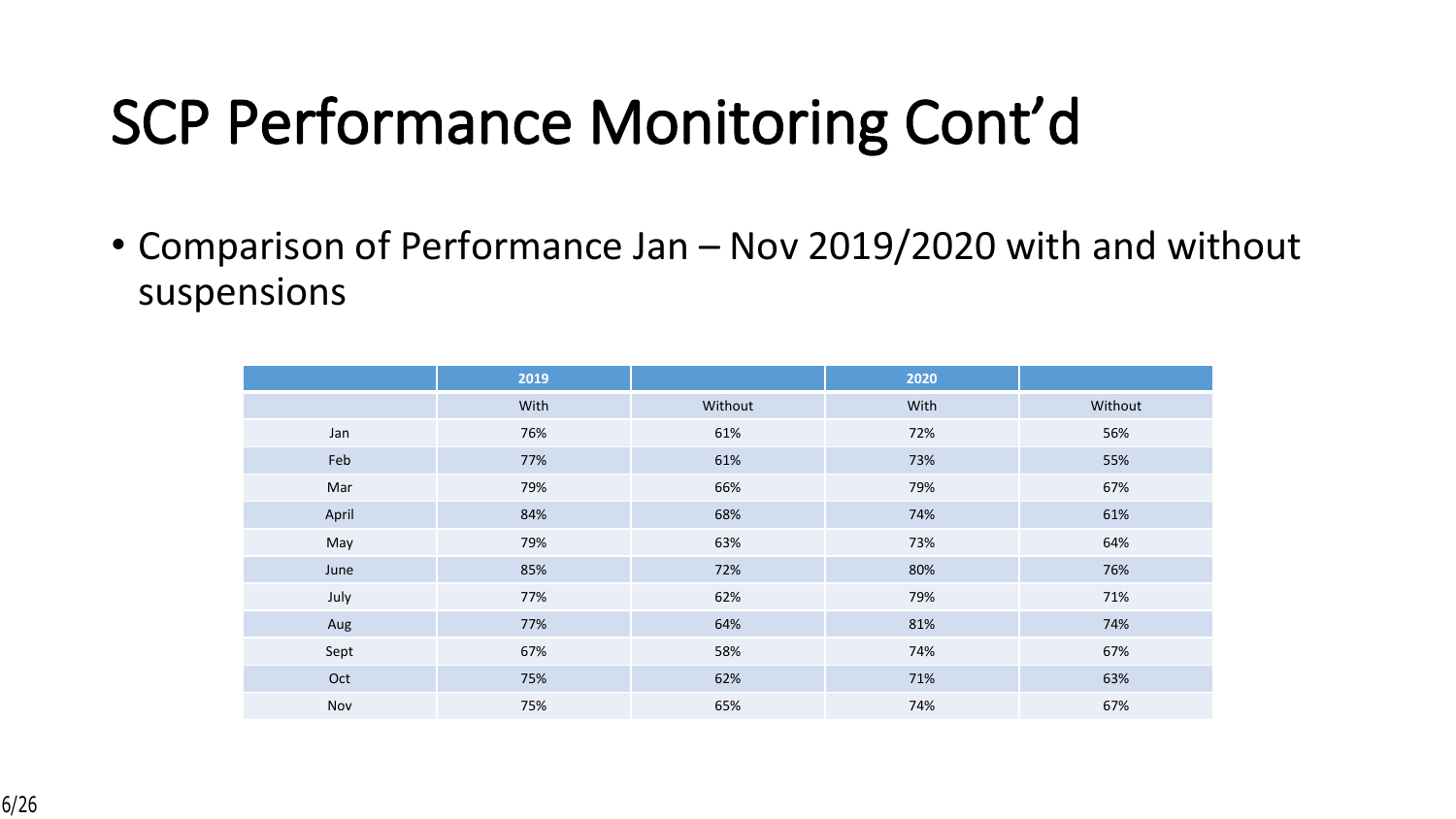# SCP Performance Monitoring Cont'd

- Comparison of Performance Jan – Nov 2019/2020 with and without suspensions

| | 2019 | | 2020 | |
|---|---|---|---|---|
| | With | Without | With | Without |
| Jan | 76% | 61% | 72% | 56% |
| Feb | 77% | 61% | 73% | 55% |
| Mar | 79% | 66% | 79% | 67% |
| April | 84% | 68% | 74% | 61% |
| May | 79% | 63% | 73% | 64% |
| June | 85% | 72% | 80% | 76% |
| July | 77% | 62% | 79% | 71% |
| Aug | 77% | 64% | 81% | 74% |
| Sept | 67% | 58% | 74% | 67% |
| Oct | 75% | 62% | 71% | 63% |
| Nov | 75% | 65% | 74% | 67% |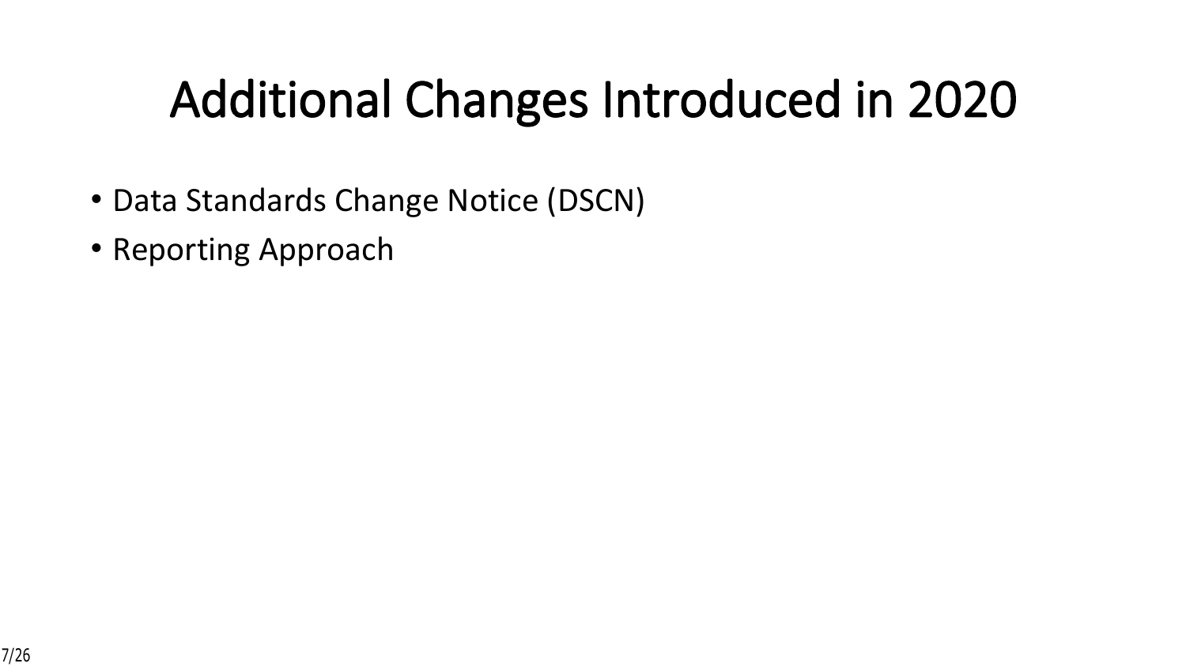# Additional Changes Introduced in 2020

- Data Standards Change Notice (DSCN)
- Reporting Approach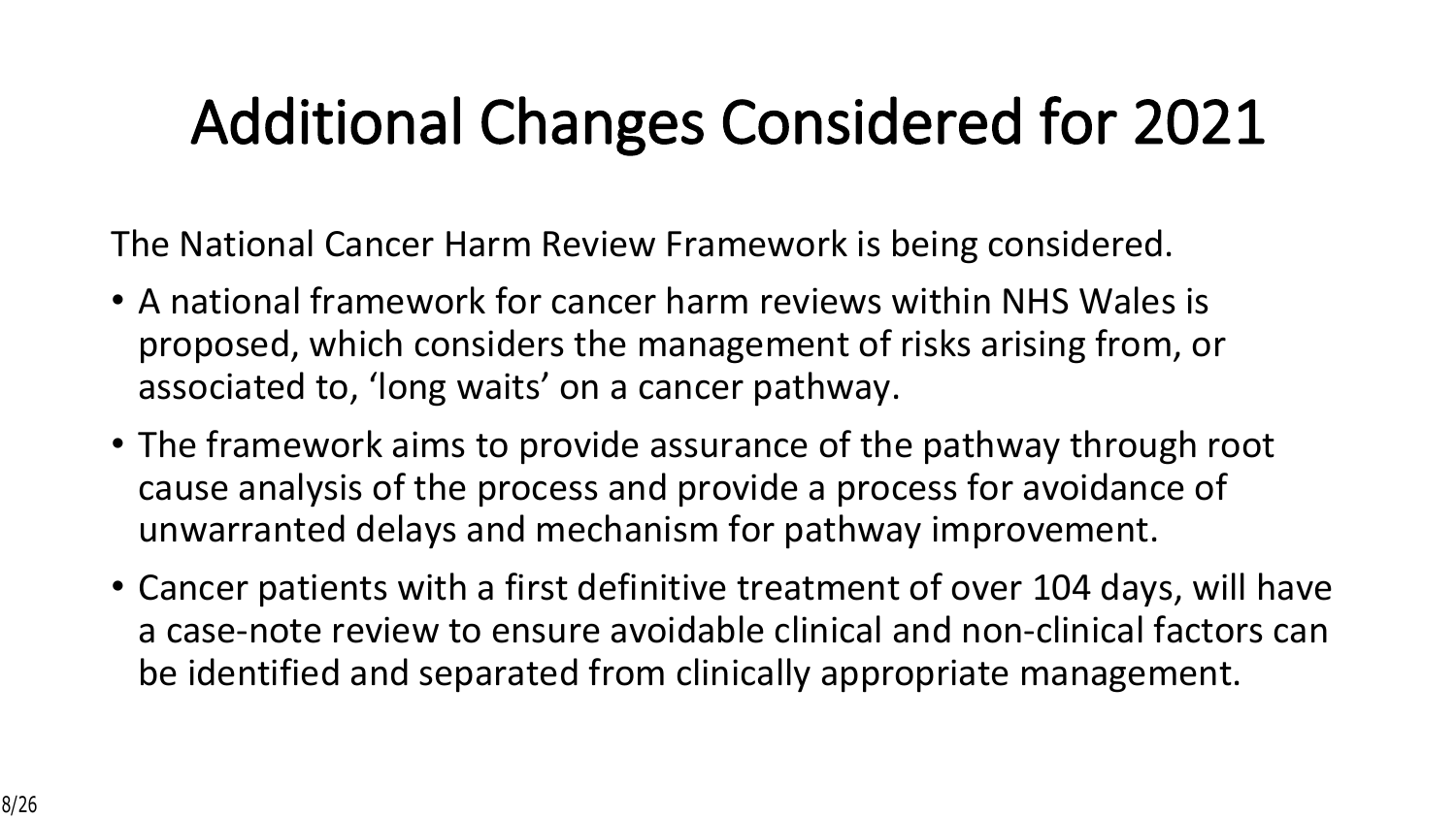# Additional Changes Considered for 2021

The National Cancer Harm Review Framework is being considered.

- A national framework for cancer harm reviews within NHS Wales is proposed, which considers the management of risks arising from, or associated to, 'long waits' on a cancer pathway.
- The framework aims to provide assurance of the pathway through root cause analysis of the process and provide a process for avoidance of unwarranted delays and mechanism for pathway improvement.
- Cancer patients with a first definitive treatment of over 104 days, will have a case-note review to ensure avoidable clinical and non-clinical factors can be identified and separated from clinically appropriate management.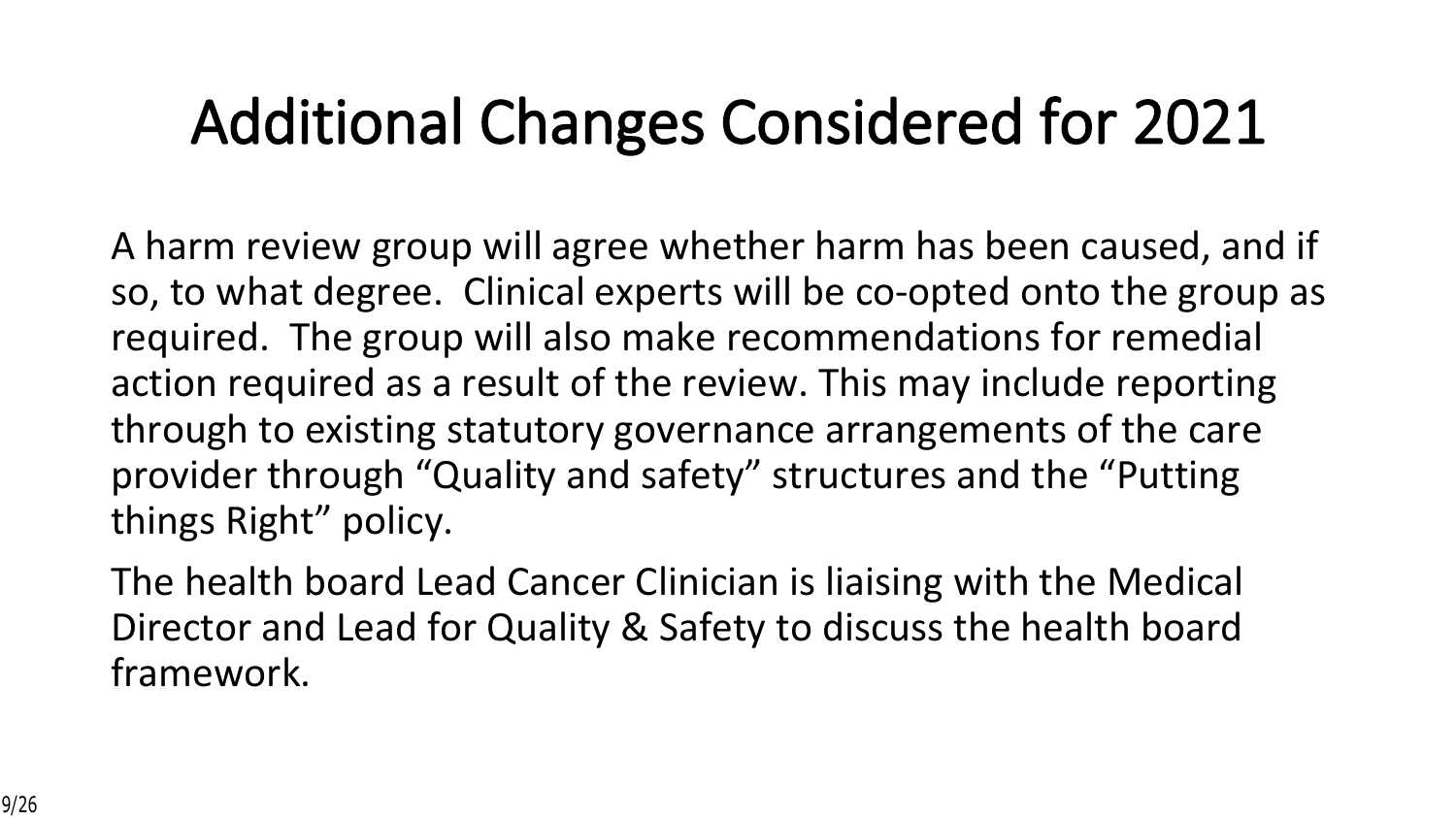# Additional Changes Considered for 2021

A harm review group will agree whether harm has been caused, and if so, to what degree. Clinical experts will be co-opted onto the group as required. The group will also make recommendations for remedial action required as a result of the review. This may include reporting through to existing statutory governance arrangements of the care provider through "Quality and safety" structures and the "Putting things Right" policy.

The health board Lead Cancer Clinician is liaising with the Medical Director and Lead for Quality & Safety to discuss the health board framework.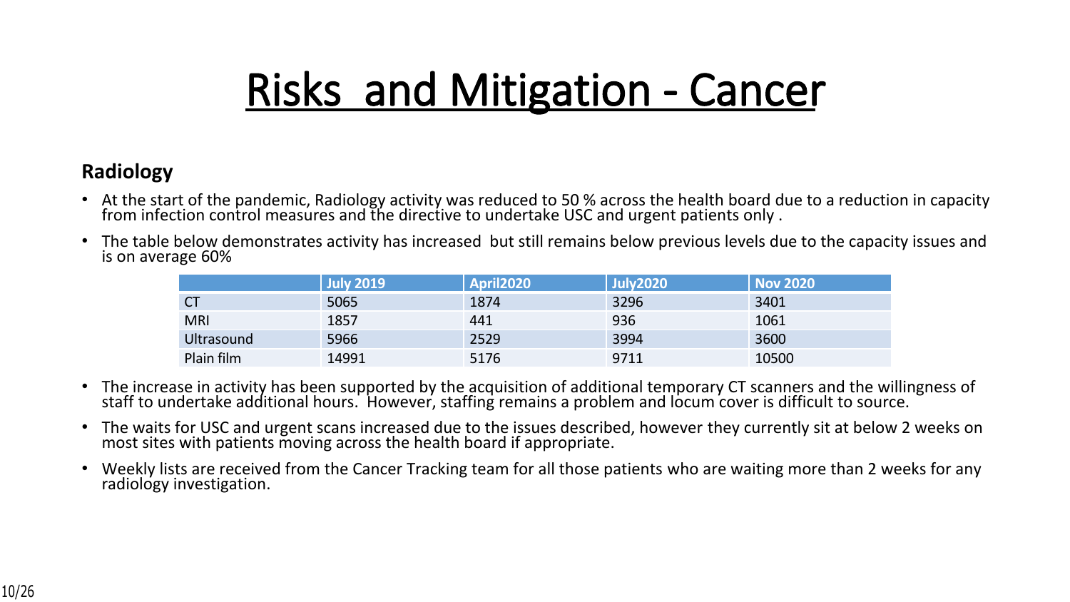# Risks and Mitigation - Cancer

**Radiology**

- At the start of the pandemic, Radiology activity was reduced to 50 % across the health board due to a reduction in capacity from infection control measures and the directive to undertake USC and urgent patients only .
- The table below demonstrates activity has increased but still remains below previous levels due to the capacity issues and is on average 60%

| | July 2019 | April2020 | July2020 | Nov 2020 |
|---|---|---|---|---|
| CT | 5065 | 1874 | 3296 | 3401 |
| MRI | 1857 | 441 | 936 | 1061 |
| Ultrasound | 5966 | 2529 | 3994 | 3600 |
| Plain film | 14991 | 5176 | 9711 | 10500 |

- The increase in activity has been supported by the acquisition of additional temporary CT scanners and the willingness of staff to undertake additional hours. However, staffing remains a problem and locum cover is difficult to source.
- The waits for USC and urgent scans increased due to the issues described, however they currently sit at below 2 weeks on most sites with patients moving across the health board if appropriate.
- Weekly lists are received from the Cancer Tracking team for all those patients who are waiting more than 2 weeks for any radiology investigation.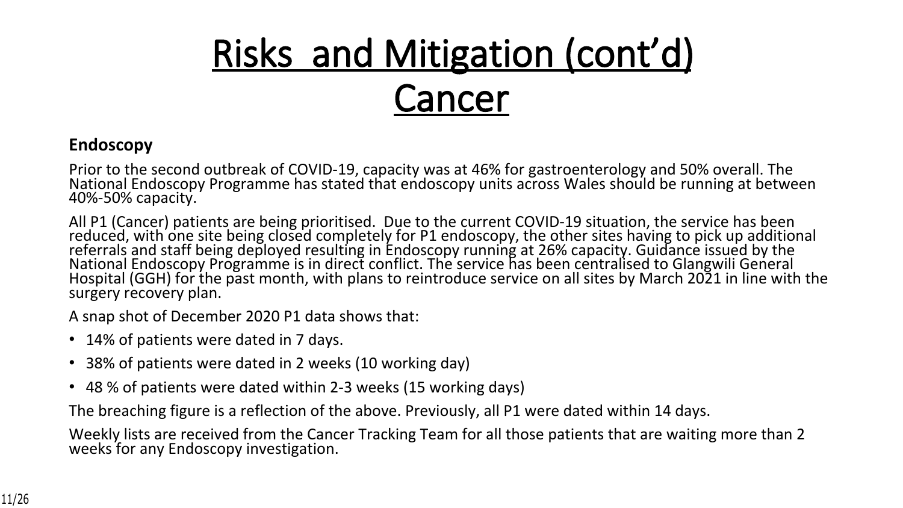# Risks and Mitigation (cont'd)
# Cancer

**Endoscopy**

Prior to the second outbreak of COVID-19, capacity was at 46% for gastroenterology and 50% overall. The National Endoscopy Programme has stated that endoscopy units across Wales should be running at between 40%-50% capacity.

All P1 (Cancer) patients are being prioritised. Due to the current COVID-19 situation, the service has been reduced, with one site being closed completely for P1 endoscopy, the other sites having to pick up additional referrals and staff being deployed resulting in Endoscopy running at 26% capacity. Guidance issued by the National Endoscopy Programme is in direct conflict. The service has been centralised to Glangwili General Hospital (GGH) for the past month, with plans to reintroduce service on all sites by March 2021 in line with the surgery recovery plan.

A snap shot of December 2020 P1 data shows that:

- 14% of patients were dated in 7 days.
- 38% of patients were dated in 2 weeks (10 working day)
- 48 % of patients were dated within 2-3 weeks (15 working days)

The breaching figure is a reflection of the above. Previously, all P1 were dated within 14 days.

Weekly lists are received from the Cancer Tracking Team for all those patients that are waiting more than 2 weeks for any Endoscopy investigation.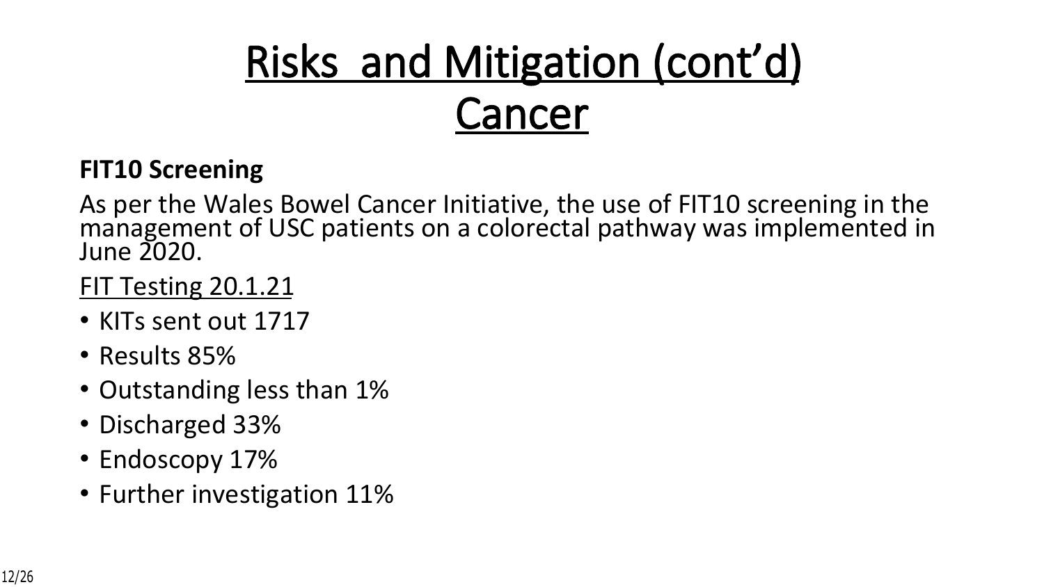# Risks and Mitigation (cont'd) Cancer

**FIT10 Screening**

As per the Wales Bowel Cancer Initiative, the use of FIT10 screening in the management of USC patients on a colorectal pathway was implemented in June 2020.

FIT Testing 20.1.21

- KITs sent out 1717
- Results 85%
- Outstanding less than 1%
- Discharged 33%
- Endoscopy 17%
- Further investigation 11%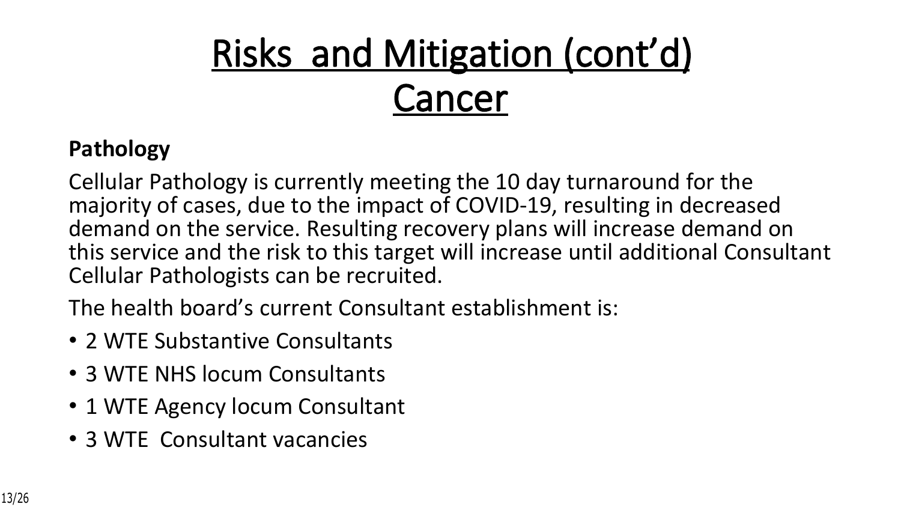# Risks and Mitigation (cont'd) Cancer

**Pathology**

Cellular Pathology is currently meeting the 10 day turnaround for the majority of cases, due to the impact of COVID-19, resulting in decreased demand on the service. Resulting recovery plans will increase demand on this service and the risk to this target will increase until additional Consultant Cellular Pathologists can be recruited.

The health board's current Consultant establishment is:

- 2 WTE Substantive Consultants
- 3 WTE NHS locum Consultants
- 1 WTE Agency locum Consultant
- 3 WTE Consultant vacancies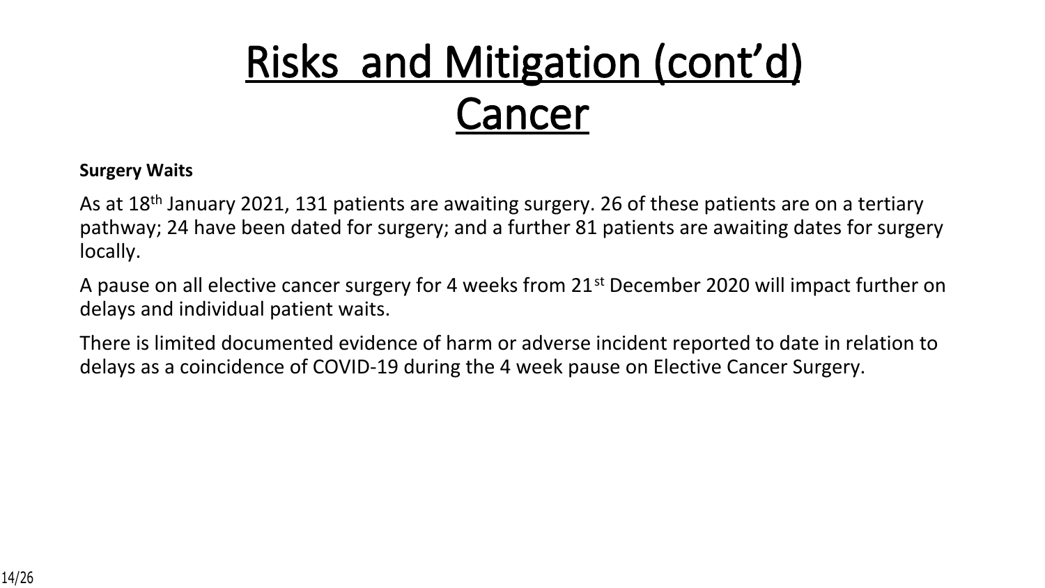# Risks and Mitigation (cont'd) Cancer

**Surgery Waits**

As at 18th January 2021, 131 patients are awaiting surgery. 26 of these patients are on a tertiary pathway; 24 have been dated for surgery; and a further 81 patients are awaiting dates for surgery locally.

A pause on all elective cancer surgery for 4 weeks from 21st December 2020 will impact further on delays and individual patient waits.

There is limited documented evidence of harm or adverse incident reported to date in relation to delays as a coincidence of COVID-19 during the 4 week pause on Elective Cancer Surgery.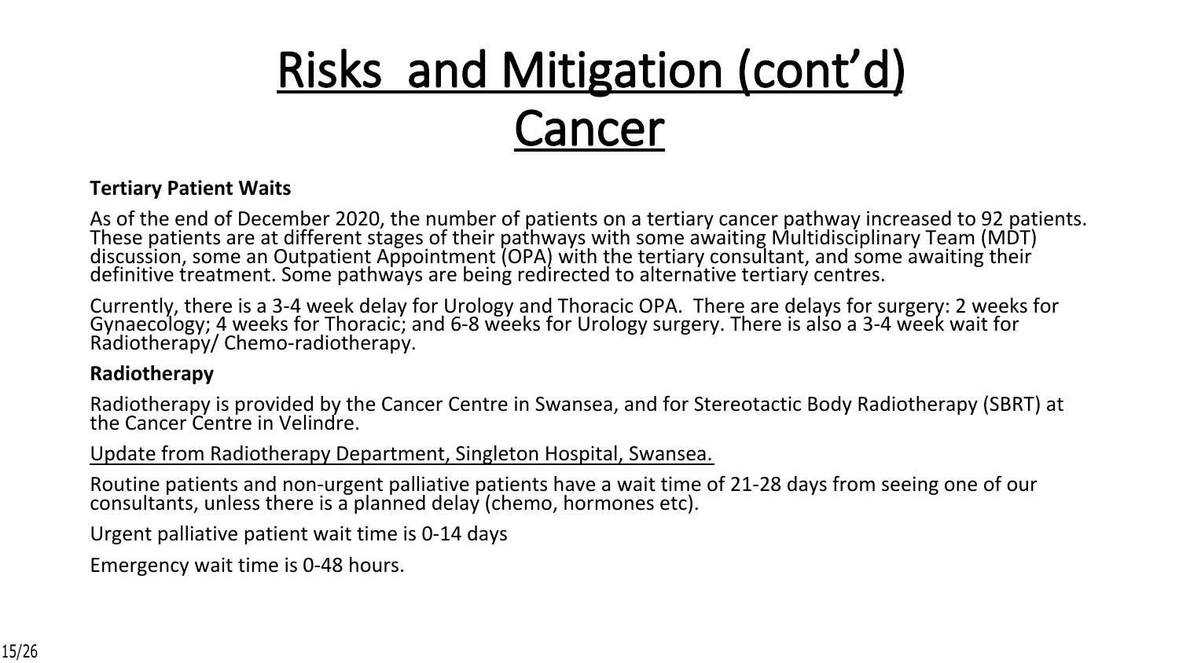# Risks and Mitigation (cont'd)
# Cancer

**Tertiary Patient Waits**

As of the end of December 2020, the number of patients on a tertiary cancer pathway increased to 92 patients. These patients are at different stages of their pathways with some awaiting Multidisciplinary Team (MDT) discussion, some an Outpatient Appointment (OPA) with the tertiary consultant, and some awaiting their definitive treatment. Some pathways are being redirected to alternative tertiary centres.

Currently, there is a 3-4 week delay for Urology and Thoracic OPA. There are delays for surgery: 2 weeks for Gynaecology; 4 weeks for Thoracic; and 6-8 weeks for Urology surgery. There is also a 3-4 week wait for Radiotherapy/ Chemo-radiotherapy.

**Radiotherapy**

Radiotherapy is provided by the Cancer Centre in Swansea, and for Stereotactic Body Radiotherapy (SBRT) at the Cancer Centre in Velindre.

Update from Radiotherapy Department, Singleton Hospital, Swansea.

Routine patients and non-urgent palliative patients have a wait time of 21-28 days from seeing one of our consultants, unless there is a planned delay (chemo, hormones etc).

Urgent palliative patient wait time is 0-14 days

Emergency wait time is 0-48 hours.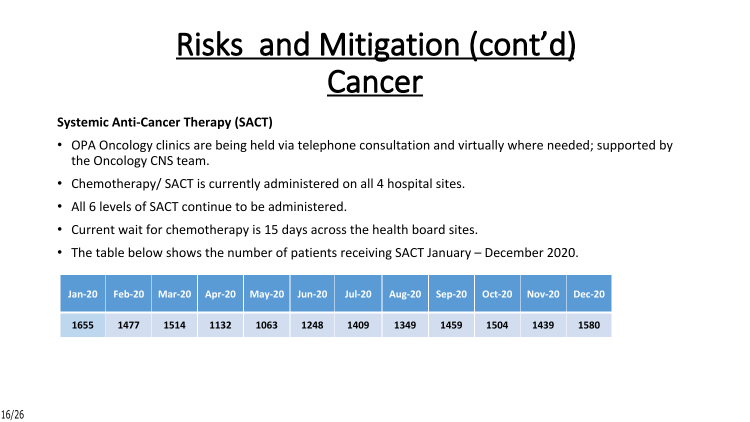# Risks and Mitigation (cont'd)
# Cancer

**Systemic Anti-Cancer Therapy (SACT)**

- OPA Oncology clinics are being held via telephone consultation and virtually where needed; supported by the Oncology CNS team.
- Chemotherapy/ SACT is currently administered on all 4 hospital sites.
- All 6 levels of SACT continue to be administered.
- Current wait for chemotherapy is 15 days across the health board sites.
- The table below shows the number of patients receiving SACT January – December 2020.

| Jan-20 | Feb-20 | Mar-20 | Apr-20 | May-20 | Jun-20 | Jul-20 | Aug-20 | Sep-20 | Oct-20 | Nov-20 | Dec-20 |
|---|---|---|---|---|---|---|---|---|---|---|---|
| 1655 | 1477 | 1514 | 1132 | 1063 | 1248 | 1409 | 1349 | 1459 | 1504 | 1439 | 1580 |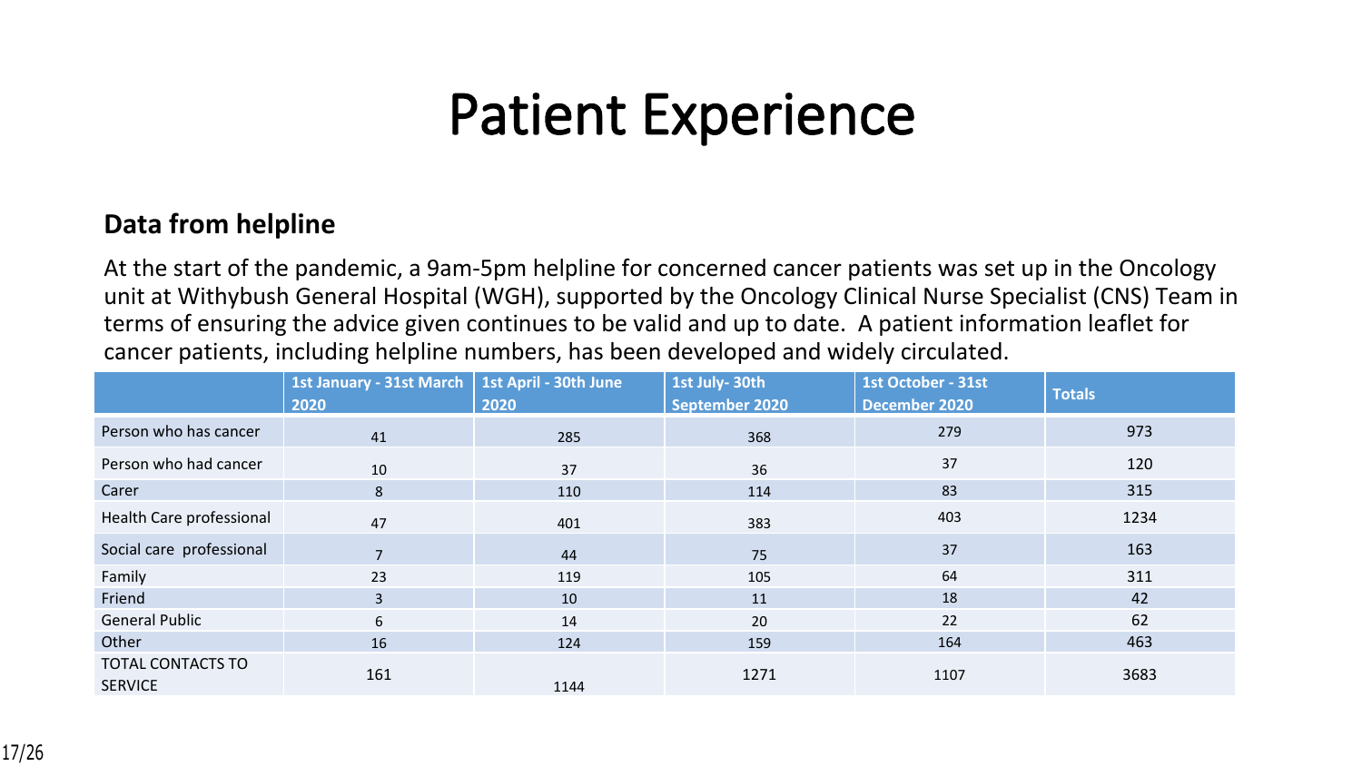# Patient Experience

**Data from helpline**

At the start of the pandemic, a 9am-5pm helpline for concerned cancer patients was set up in the Oncology unit at Withybush General Hospital (WGH), supported by the Oncology Clinical Nurse Specialist (CNS) Team in terms of ensuring the advice given continues to be valid and up to date. A patient information leaflet for cancer patients, including helpline numbers, has been developed and widely circulated.

| | 1st January - 31st March 2020 | 1st April - 30th June 2020 | 1st July- 30th September 2020 | 1st October - 31st December 2020 | Totals |
|---|---|---|---|---|---|
| Person who has cancer | 41 | 285 | 368 | 279 | 973 |
| Person who had cancer | 10 | 37 | 36 | 37 | 120 |
| Carer | 8 | 110 | 114 | 83 | 315 |
| Health Care professional | 47 | 401 | 383 | 403 | 1234 |
| Social care professional | 7 | 44 | 75 | 37 | 163 |
| Family | 23 | 119 | 105 | 64 | 311 |
| Friend | 3 | 10 | 11 | 18 | 42 |
| General Public | 6 | 14 | 20 | 22 | 62 |
| Other | 16 | 124 | 159 | 164 | 463 |
| TOTAL CONTACTS TO SERVICE | 161 | 1144 | 1271 | 1107 | 3683 |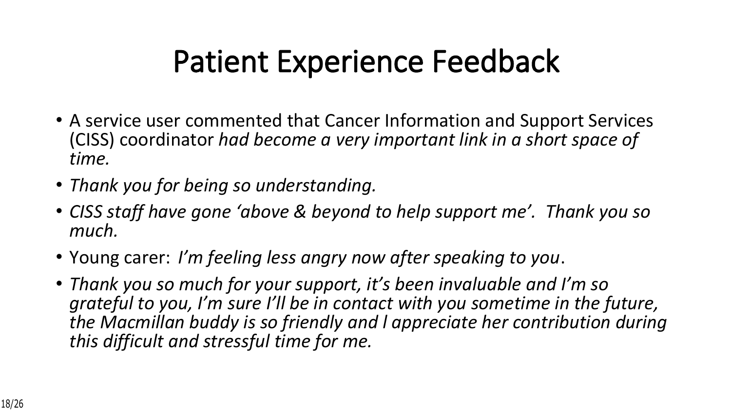# Patient Experience Feedback

- A service user commented that Cancer Information and Support Services (CISS) coordinator *had become a very important link in a short space of time.*
- *Thank you for being so understanding.*
- *CISS staff have gone 'above & beyond to help support me'. Thank you so much.*
- Young carer: *I'm feeling less angry now after speaking to you*.
- *Thank you so much for your support, it's been invaluable and I'm so grateful to you, I'm sure I'll be in contact with you sometime in the future, the Macmillan buddy is so friendly and l appreciate her contribution during this difficult and stressful time for me.*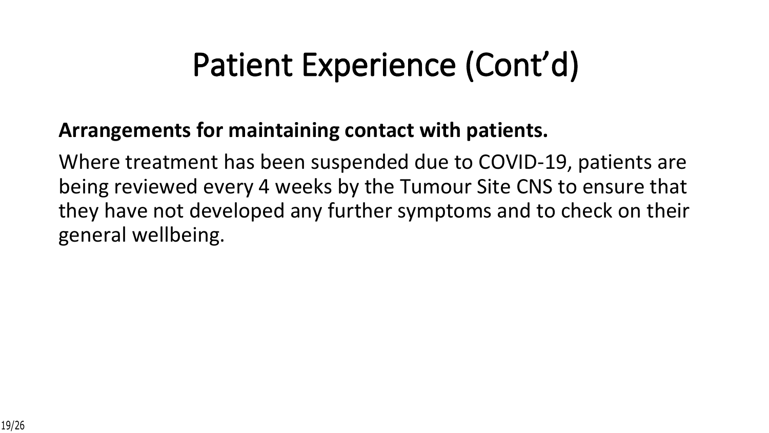# Patient Experience (Cont'd)

**Arrangements for maintaining contact with patients.**

Where treatment has been suspended due to COVID-19, patients are being reviewed every 4 weeks by the Tumour Site CNS to ensure that they have not developed any further symptoms and to check on their general wellbeing.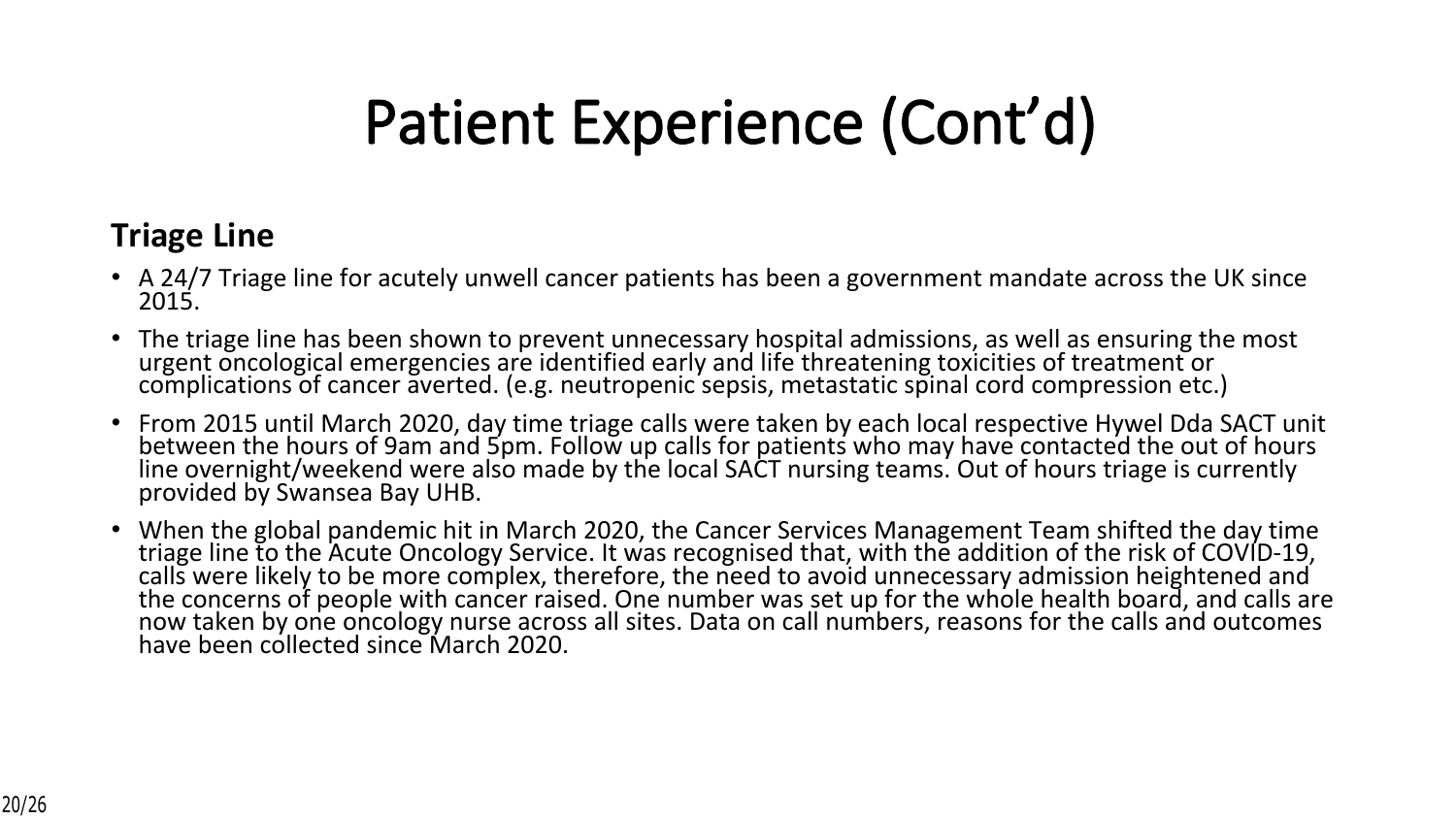# Patient Experience (Cont'd)

**Triage Line**

- A 24/7 Triage line for acutely unwell cancer patients has been a government mandate across the UK since 2015.
- The triage line has been shown to prevent unnecessary hospital admissions, as well as ensuring the most urgent oncological emergencies are identified early and life threatening toxicities of treatment or complications of cancer averted. (e.g. neutropenic sepsis, metastatic spinal cord compression etc.)
- From 2015 until March 2020, day time triage calls were taken by each local respective Hywel Dda SACT unit between the hours of 9am and 5pm. Follow up calls for patients who may have contacted the out of hours line overnight/weekend were also made by the local SACT nursing teams. Out of hours triage is currently provided by Swansea Bay UHB.
- When the global pandemic hit in March 2020, the Cancer Services Management Team shifted the day time triage line to the Acute Oncology Service. It was recognised that, with the addition of the risk of COVID-19, calls were likely to be more complex, therefore, the need to avoid unnecessary admission heightened and the concerns of people with cancer raised. One number was set up for the whole health board, and calls are now taken by one oncology nurse across all sites. Data on call numbers, reasons for the calls and outcomes have been collected since March 2020.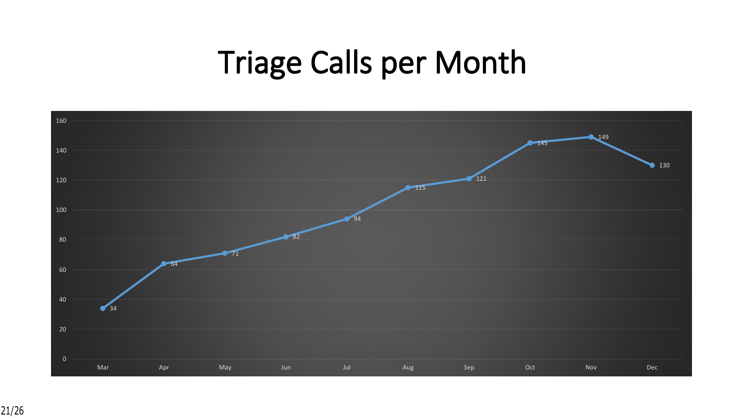# Triage Calls per Month

| Month | Calls |
|---|---|
| Mar | 34 |
| Apr | 64 |
| May | 71 |
| Jun | 82 |
| Jul | 94 |
| Aug | 115 |
| Sep | 121 |
| Oct | 145 |
| Nov | 149 |
| Dec | 130 |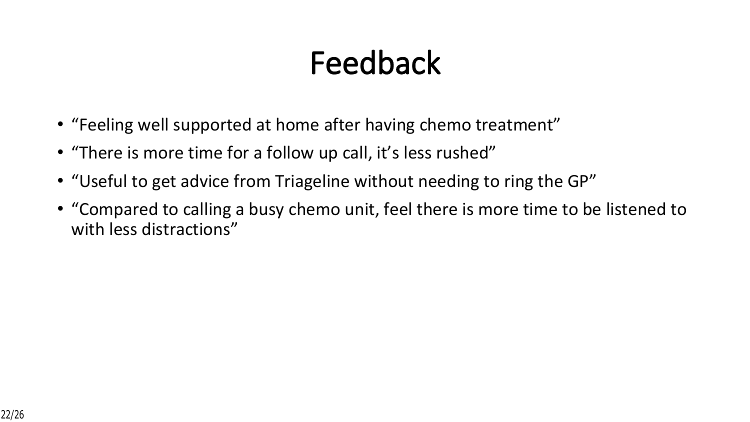# Feedback

- “Feeling well supported at home after having chemo treatment”
- “There is more time for a follow up call, it’s less rushed”
- “Useful to get advice from Triageline without needing to ring the GP”
- “Compared to calling a busy chemo unit, feel there is more time to be listened to with less distractions”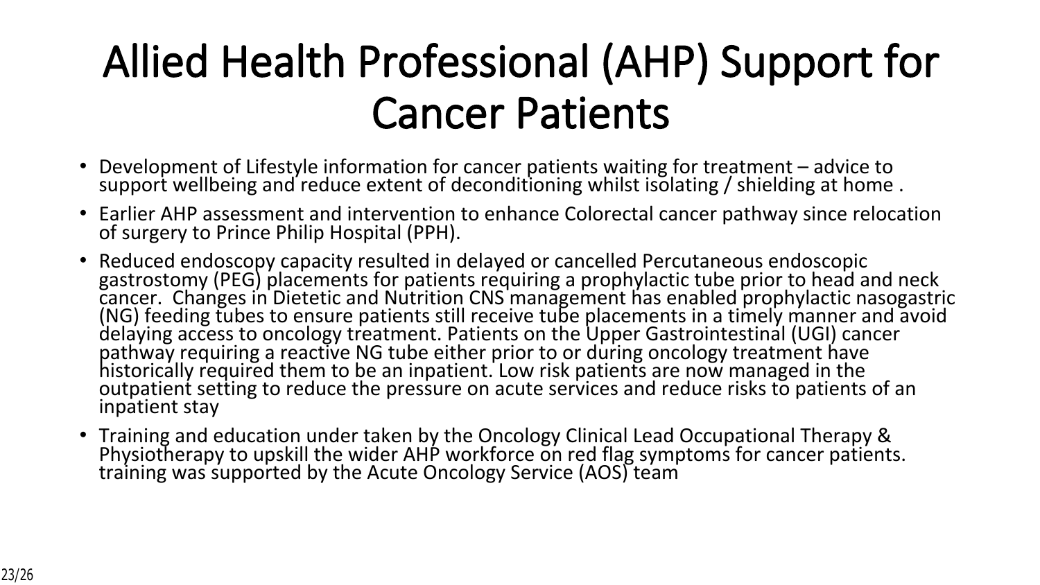# Allied Health Professional (AHP) Support for Cancer Patients

- Development of Lifestyle information for cancer patients waiting for treatment – advice to support wellbeing and reduce extent of deconditioning whilst isolating / shielding at home .
- Earlier AHP assessment and intervention to enhance Colorectal cancer pathway since relocation of surgery to Prince Philip Hospital (PPH).
- Reduced endoscopy capacity resulted in delayed or cancelled Percutaneous endoscopic gastrostomy (PEG) placements for patients requiring a prophylactic tube prior to head and neck cancer. Changes in Dietetic and Nutrition CNS management has enabled prophylactic nasogastric (NG) feeding tubes to ensure patients still receive tube placements in a timely manner and avoid delaying access to oncology treatment. Patients on the Upper Gastrointestinal (UGI) cancer pathway requiring a reactive NG tube either prior to or during oncology treatment have historically required them to be an inpatient. Low risk patients are now managed in the outpatient setting to reduce the pressure on acute services and reduce risks to patients of an inpatient stay
- Training and education under taken by the Oncology Clinical Lead Occupational Therapy & Physiotherapy to upskill the wider AHP workforce on red flag symptoms for cancer patients. training was supported by the Acute Oncology Service (AOS) team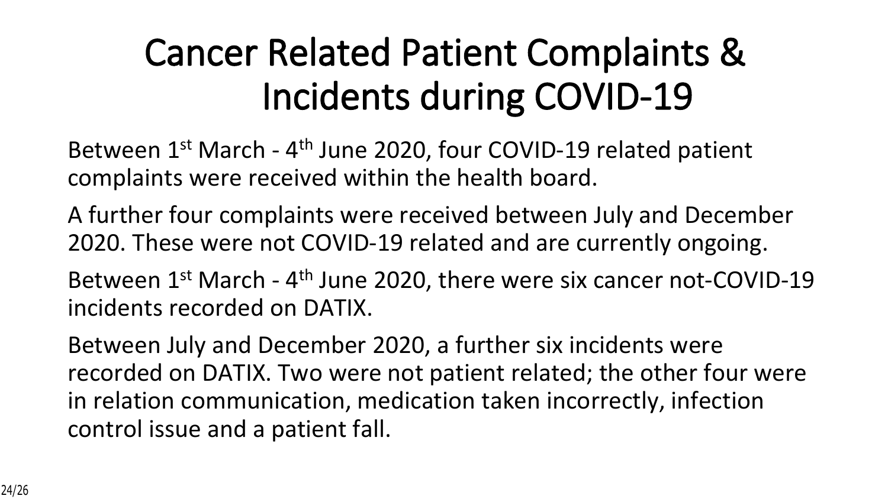# Cancer Related Patient Complaints & Incidents during COVID-19

Between 1st March - 4th June 2020, four COVID-19 related patient complaints were received within the health board.

A further four complaints were received between July and December 2020. These were not COVID-19 related and are currently ongoing.

Between 1st March - 4th June 2020, there were six cancer not-COVID-19 incidents recorded on DATIX.

Between July and December 2020, a further six incidents were recorded on DATIX. Two were not patient related; the other four were in relation communication, medication taken incorrectly, infection control issue and a patient fall.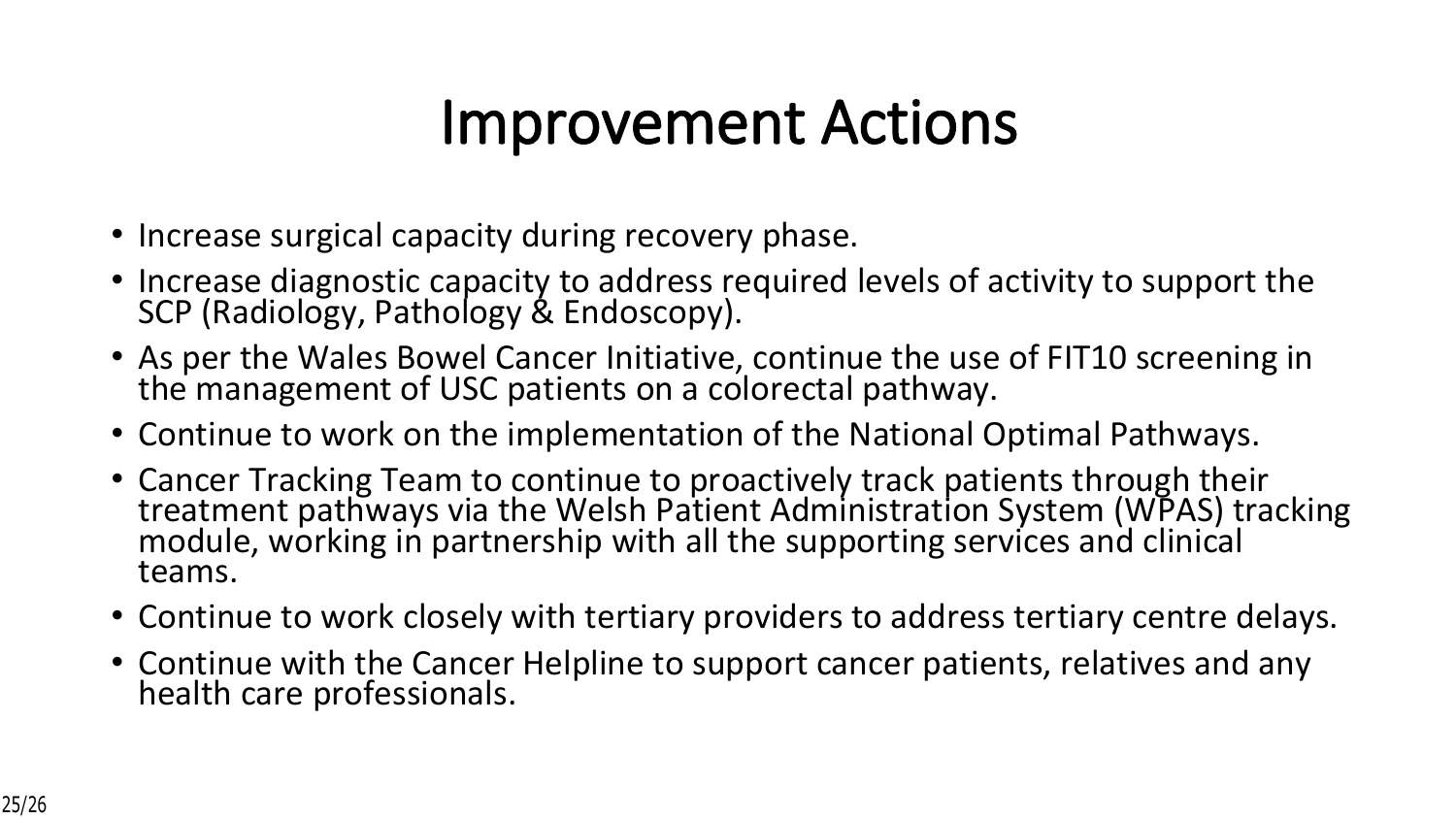# Improvement Actions

- Increase surgical capacity during recovery phase.
- Increase diagnostic capacity to address required levels of activity to support the SCP (Radiology, Pathology & Endoscopy).
- As per the Wales Bowel Cancer Initiative, continue the use of FIT10 screening in the management of USC patients on a colorectal pathway.
- Continue to work on the implementation of the National Optimal Pathways.
- Cancer Tracking Team to continue to proactively track patients through their treatment pathways via the Welsh Patient Administration System (WPAS) tracking module, working in partnership with all the supporting services and clinical teams.
- Continue to work closely with tertiary providers to address tertiary centre delays.
- Continue with the Cancer Helpline to support cancer patients, relatives and any health care professionals.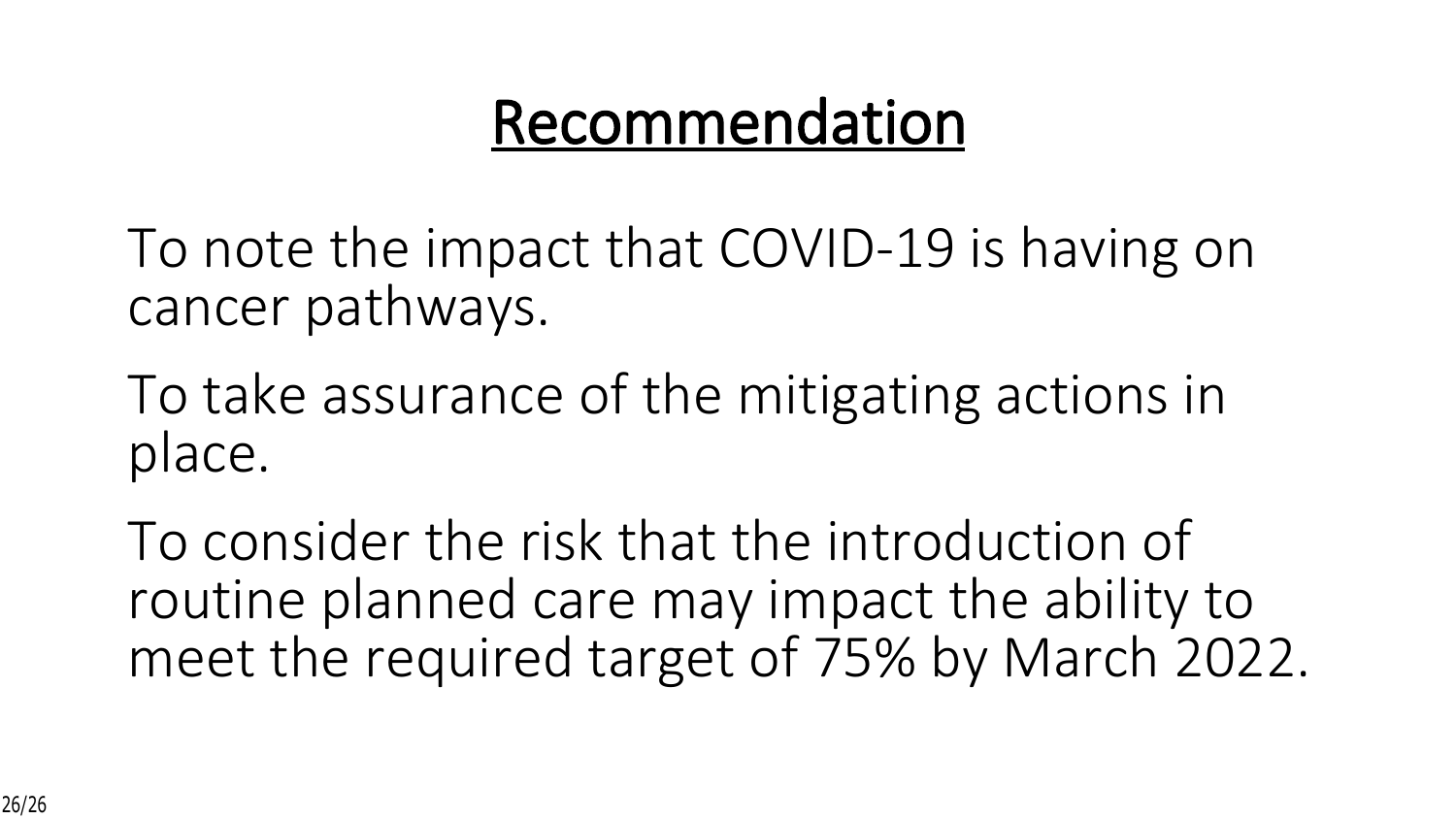# Recommendation

To note the impact that COVID-19 is having on cancer pathways.

To take assurance of the mitigating actions in place.

To consider the risk that the introduction of routine planned care may impact the ability to meet the required target of 75% by March 2022.